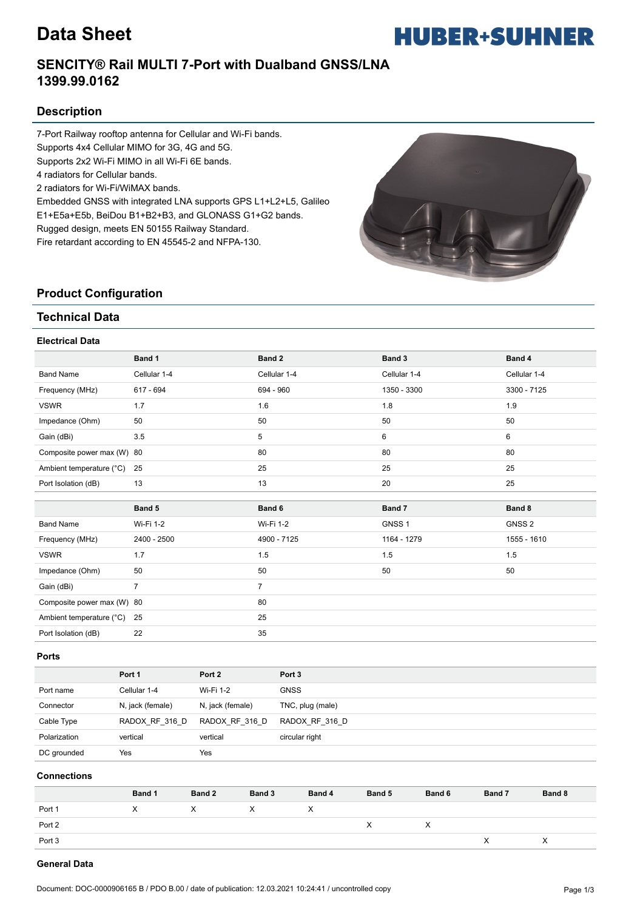# Data Sheet

## SENCITY® Rail MULTI 7-Port with Dualband GNSS/LNA 1399.99.0162

## Description

7-Port Railway rooftop antenna for Cellular and Wi-Fi bands.
Supports 4x4 Cellular MIMO for 3G, 4G and 5G.
Supports 2x2 Wi-Fi MIMO in all Wi-Fi 6E bands.
4 radiators for Cellular bands.
2 radiators for Wi-Fi/WiMAX bands.
Embedded GNSS with integrated LNA supports GPS L1+L2+L5, Galileo E1+E5a+E5b, BeiDou B1+B2+B3, and GLONASS G1+G2 bands.
Rugged design, meets EN 50155 Railway Standard.
Fire retardant according to EN 45545-2 and NFPA-130.

## Product Configuration

## Technical Data

### Electrical Data

| | Band 1 | Band 2 | Band 3 | Band 4 |
|---|---|---|---|---|
| Band Name | Cellular 1-4 | Cellular 1-4 | Cellular 1-4 | Cellular 1-4 |
| Frequency (MHz) | 617 - 694 | 694 - 960 | 1350 - 3300 | 3300 - 7125 |
| VSWR | 1.7 | 1.6 | 1.8 | 1.9 |
| Impedance (Ohm) | 50 | 50 | 50 | 50 |
| Gain (dBi) | 3.5 | 5 | 6 | 6 |
| Composite power max (W) | 80 | 80 | 80 | 80 |
| Ambient temperature (°C) | 25 | 25 | 25 | 25 |
| Port Isolation (dB) | 13 | 13 | 20 | 25 |

| | Band 5 | Band 6 | Band 7 | Band 8 |
|---|---|---|---|---|
| Band Name | Wi-Fi 1-2 | Wi-Fi 1-2 | GNSS 1 | GNSS 2 |
| Frequency (MHz) | 2400 - 2500 | 4900 - 7125 | 1164 - 1279 | 1555 - 1610 |
| VSWR | 1.7 | 1.5 | 1.5 | 1.5 |
| Impedance (Ohm) | 50 | 50 | 50 | 50 |
| Gain (dBi) | 7 | 7 | | |
| Composite power max (W) | 80 | 80 | | |
| Ambient temperature (°C) | 25 | 25 | | |
| Port Isolation (dB) | 22 | 35 | | |

### Ports

| | Port 1 | Port 2 | Port 3 |
|---|---|---|---|
| Port name | Cellular 1-4 | Wi-Fi 1-2 | GNSS |
| Connector | N, jack (female) | N, jack (female) | TNC, plug (male) |
| Cable Type | RADOX_RF_316_D | RADOX_RF_316_D | RADOX_RF_316_D |
| Polarization | vertical | vertical | circular right |
| DC grounded | Yes | Yes | |

### Connections

| | Band 1 | Band 2 | Band 3 | Band 4 | Band 5 | Band 6 | Band 7 | Band 8 |
|---|---|---|---|---|---|---|---|---|
| Port 1 | X | X | X | X | | | | |
| Port 2 | | | | | X | X | | |
| Port 3 | | | | | | | X | X |

### General Data

Document: DOC-0000906165 B / PDO B.00 / date of publication: 12.03.2021 10:24:41 / uncontrolled copy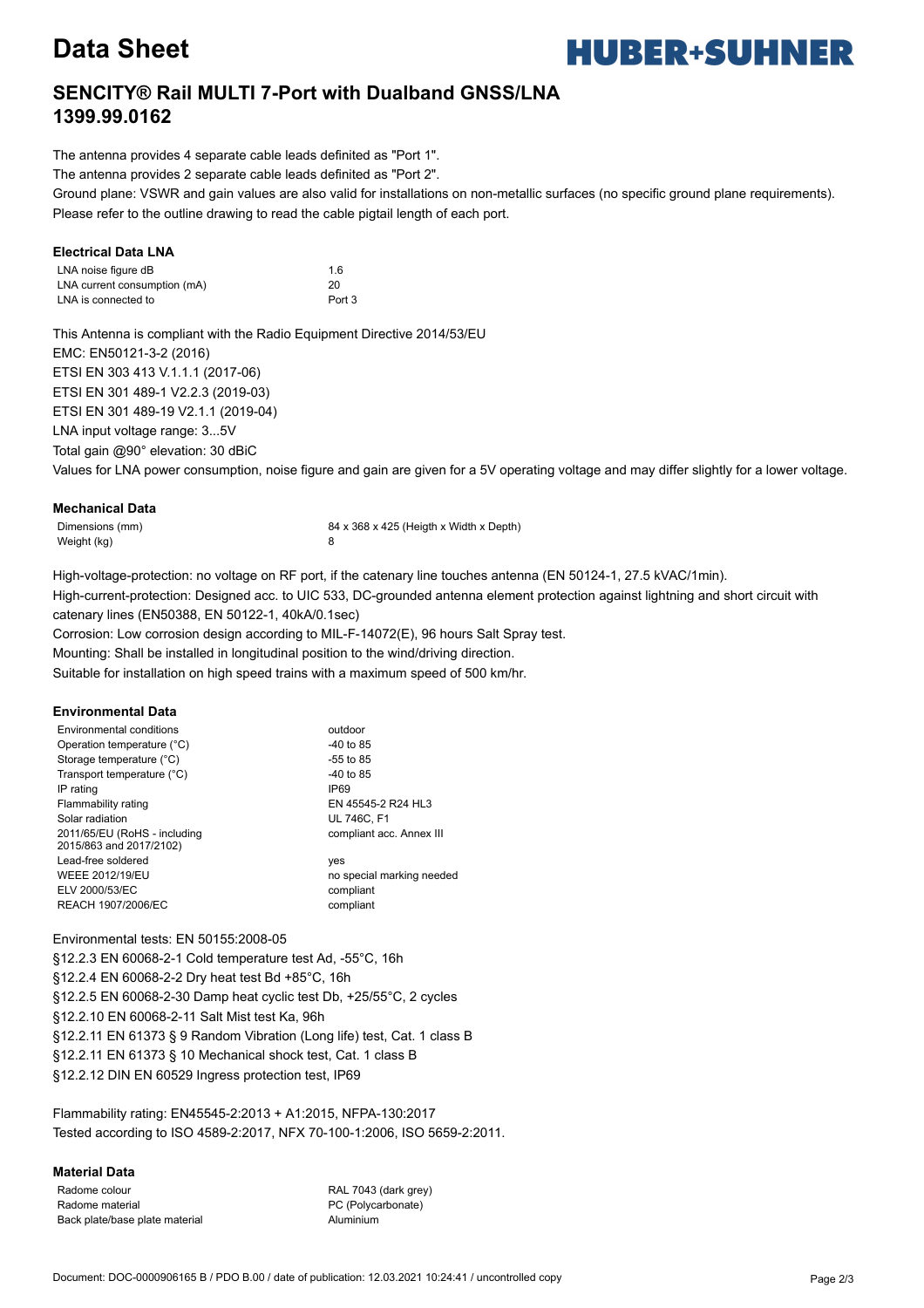# Data Sheet

## SENCITY® Rail MULTI 7-Port with Dualband GNSS/LNA 1399.99.0162

The antenna provides 4 separate cable leads definited as "Port 1".
The antenna provides 2 separate cable leads definited as "Port 2".
Ground plane: VSWR and gain values are also valid for installations on non-metallic surfaces (no specific ground plane requirements).
Please refer to the outline drawing to read the cable pigtail length of each port.

### Electrical Data LNA

| | |
|---|---|
| LNA noise figure dB | 1.6 |
| LNA current consumption (mA) | 20 |
| LNA is connected to | Port 3 |

This Antenna is compliant with the Radio Equipment Directive 2014/53/EU
EMC: EN50121-3-2 (2016)
ETSI EN 303 413 V.1.1.1 (2017-06)
ETSI EN 301 489-1 V2.2.3 (2019-03)
ETSI EN 301 489-19 V2.1.1 (2019-04)
LNA input voltage range: 3...5V
Total gain @90° elevation: 30 dBiC
Values for LNA power consumption, noise figure and gain are given for a 5V operating voltage and may differ slightly for a lower voltage.

### Mechanical Data

| | |
|---|---|
| Dimensions (mm) | 84 x 368 x 425 (Heigth x Width x Depth) |
| Weight (kg) | 8 |

High-voltage-protection: no voltage on RF port, if the catenary line touches antenna (EN 50124-1, 27.5 kVAC/1min).
High-current-protection: Designed acc. to UIC 533, DC-grounded antenna element protection against lightning and short circuit with catenary lines (EN50388, EN 50122-1, 40kA/0.1sec)
Corrosion: Low corrosion design according to MIL-F-14072(E), 96 hours Salt Spray test.
Mounting: Shall be installed in longitudinal position to the wind/driving direction.
Suitable for installation on high speed trains with a maximum speed of 500 km/hr.

### Environmental Data

| | |
|---|---|
| Environmental conditions | outdoor |
| Operation temperature (°C) | -40 to 85 |
| Storage temperature (°C) | -55 to 85 |
| Transport temperature (°C) | -40 to 85 |
| IP rating | IP69 |
| Flammability rating | EN 45545-2 R24 HL3 |
| Solar radiation | UL 746C, F1 |
| 2011/65/EU (RoHS - including 2015/863 and 2017/2102) | compliant acc. Annex III |
| Lead-free soldered | yes |
| WEEE 2012/19/EU | no special marking needed |
| ELV 2000/53/EC | compliant |
| REACH 1907/2006/EC | compliant |

Environmental tests: EN 50155:2008-05
§12.2.3 EN 60068-2-1 Cold temperature test Ad, -55°C, 16h
§12.2.4 EN 60068-2-2 Dry heat test Bd +85°C, 16h
§12.2.5 EN 60068-2-30 Damp heat cyclic test Db, +25/55°C, 2 cycles
§12.2.10 EN 60068-2-11 Salt Mist test Ka, 96h
§12.2.11 EN 61373 § 9 Random Vibration (Long life) test, Cat. 1 class B
§12.2.11 EN 61373 § 10 Mechanical shock test, Cat. 1 class B
§12.2.12 DIN EN 60529 Ingress protection test, IP69

Flammability rating: EN45545-2:2013 + A1:2015, NFPA-130:2017
Tested according to ISO 4589-2:2017, NFX 70-100-1:2006, ISO 5659-2:2011.

### Material Data

| | |
|---|---|
| Radome colour | RAL 7043 (dark grey) |
| Radome material | PC (Polycarbonate) |
| Back plate/base plate material | Aluminium |

Document: DOC-0000906165 B / PDO B.00 / date of publication: 12.03.2021 10:24:41 / uncontrolled copy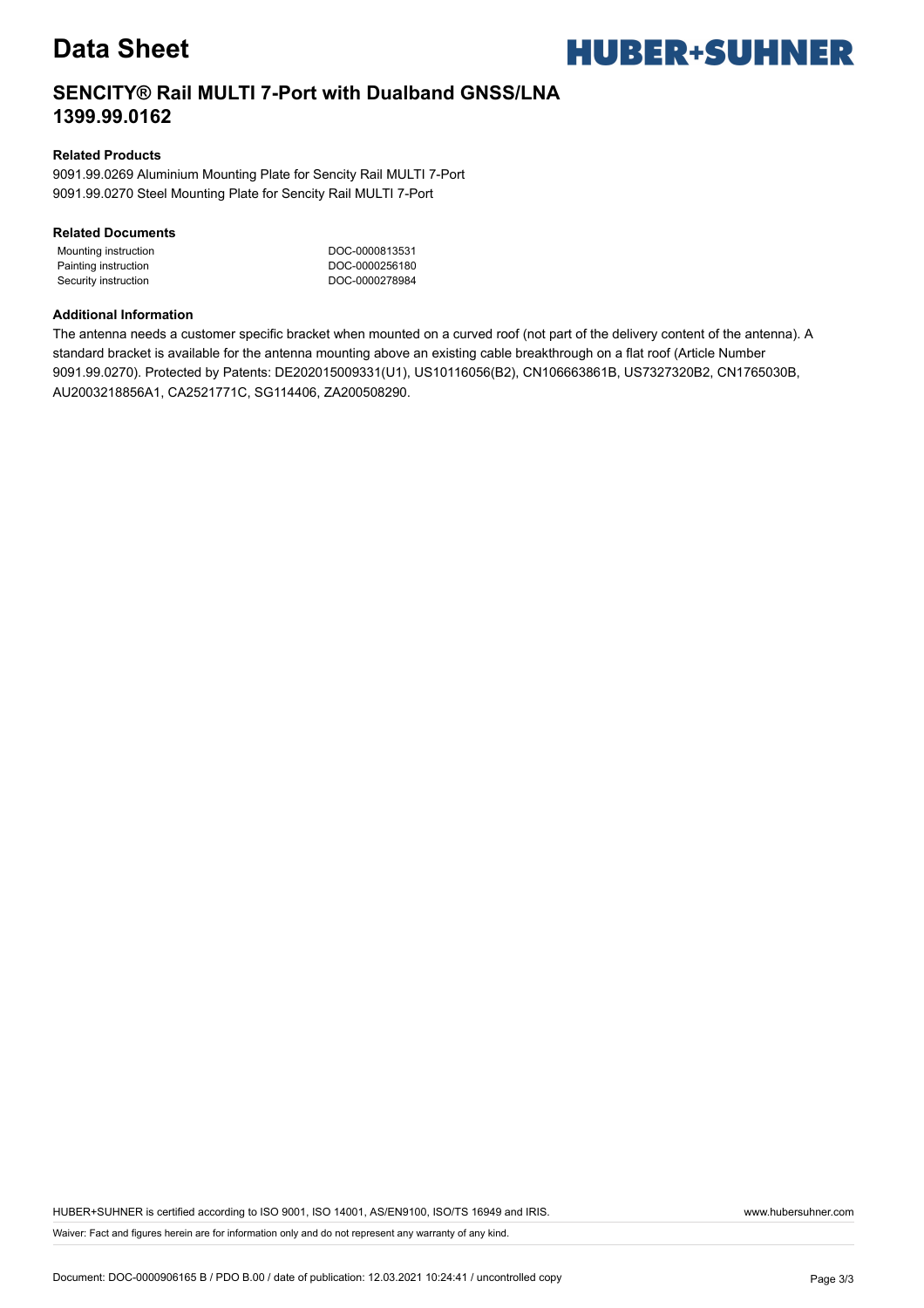# Data Sheet

## SENCITY® Rail MULTI 7-Port with Dualband GNSS/LNA 1399.99.0162

### Related Products

9091.99.0269 Aluminium Mounting Plate for Sencity Rail MULTI 7-Port
9091.99.0270 Steel Mounting Plate for Sencity Rail MULTI 7-Port

### Related Documents

| | |
|---|---|
| Mounting instruction | DOC-0000813531 |
| Painting instruction | DOC-0000256180 |
| Security instruction | DOC-0000278984 |

### Additional Information

The antenna needs a customer specific bracket when mounted on a curved roof (not part of the delivery content of the antenna). A standard bracket is available for the antenna mounting above an existing cable breakthrough on a flat roof (Article Number 9091.99.0270). Protected by Patents: DE202015009331(U1), US10116056(B2), CN106663861B, US7327320B2, CN1765030B, AU2003218856A1, CA2521771C, SG114406, ZA200508290.

HUBER+SUHNER is certified according to ISO 9001, ISO 14001, AS/EN9100, ISO/TS 16949 and IRIS.

www.hubersuhner.com

Waiver: Fact and figures herein are for information only and do not represent any warranty of any kind.

Document: DOC-0000906165 B / PDO B.00 / date of publication: 12.03.2021 10:24:41 / uncontrolled copy